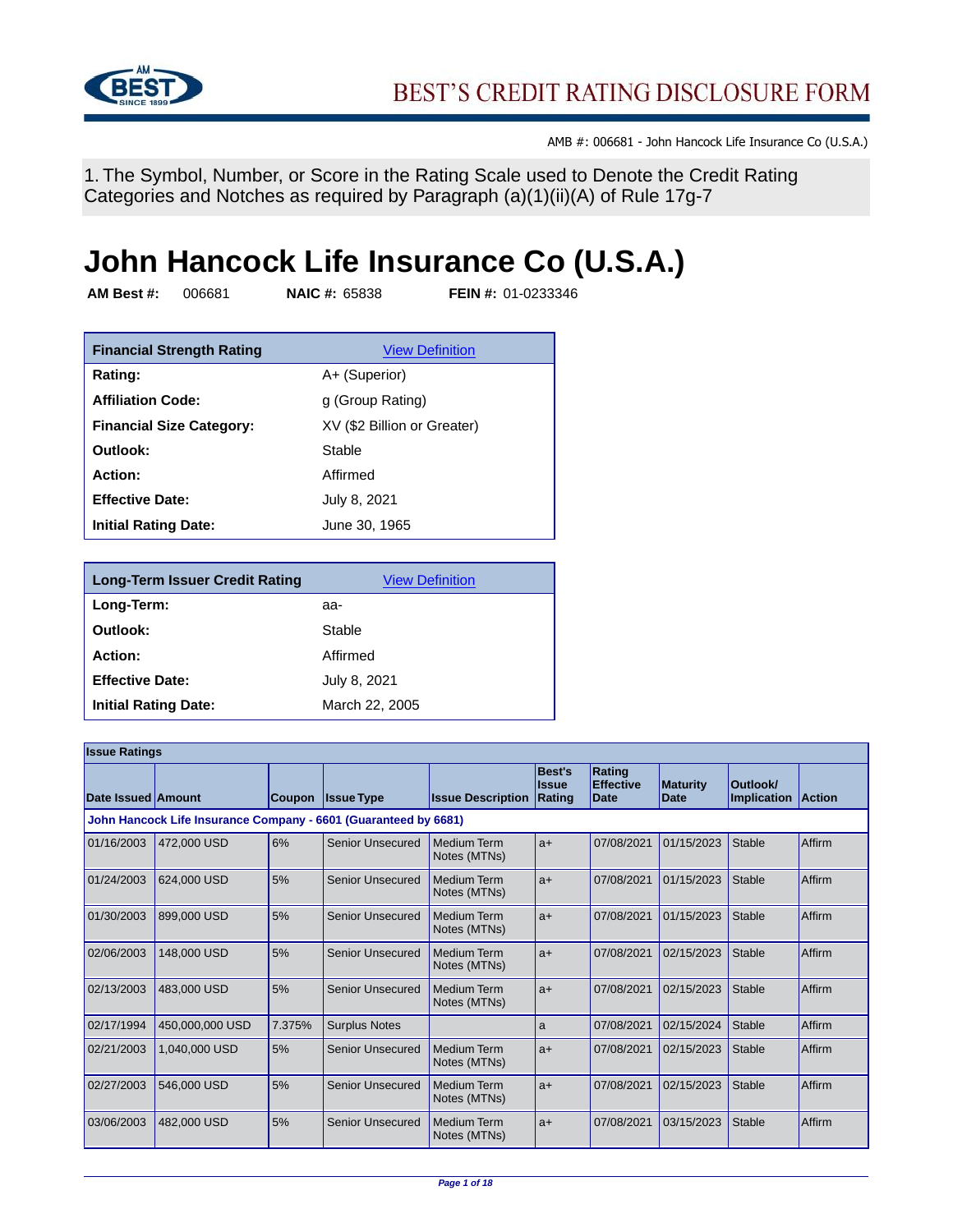# BEST'S CREDIT RATING DISCLOSURE FORM

AMB #: 006681 - John Hancock Life Insurance Co (U.S.A.)

1. The Symbol, Number, or Score in the Rating Scale used to Denote the Credit Rating Categories and Notches as required by Paragraph (a)(1)(ii)(A) of Rule 17g-7

# John Hancock Life Insurance Co (U.S.A.)

**AM Best #:** 006681 **NAIC #:** 65838 **FEIN #:** 01-0233346

| Financial Strength Rating | View Definition |
|---|---|
| **Rating:** | A+ (Superior) |
| **Affiliation Code:** | g (Group Rating) |
| **Financial Size Category:** | XV ($2 Billion or Greater) |
| **Outlook:** | Stable |
| **Action:** | Affirmed |
| **Effective Date:** | July 8, 2021 |
| **Initial Rating Date:** | June 30, 1965 |

| Long-Term Issuer Credit Rating | View Definition |
|---|---|
| **Long-Term:** | aa- |
| **Outlook:** | Stable |
| **Action:** | Affirmed |
| **Effective Date:** | July 8, 2021 |
| **Initial Rating Date:** | March 22, 2005 |

**Issue Ratings**

| Date Issued | Amount | Coupon | Issue Type | Issue Description | Best's Issue Rating | Rating Effective Date | Maturity Date | Outlook/ Implication | Action |
|---|---|---|---|---|---|---|---|---|---|
| **John Hancock Life Insurance Company - 6601 (Guaranteed by 6681)** | | | | | | | | | |
| 01/16/2003 | 472,000 USD | 6% | Senior Unsecured | Medium Term Notes (MTNs) | a+ | 07/08/2021 | 01/15/2023 | Stable | Affirm |
| 01/24/2003 | 624,000 USD | 5% | Senior Unsecured | Medium Term Notes (MTNs) | a+ | 07/08/2021 | 01/15/2023 | Stable | Affirm |
| 01/30/2003 | 899,000 USD | 5% | Senior Unsecured | Medium Term Notes (MTNs) | a+ | 07/08/2021 | 01/15/2023 | Stable | Affirm |
| 02/06/2003 | 148,000 USD | 5% | Senior Unsecured | Medium Term Notes (MTNs) | a+ | 07/08/2021 | 02/15/2023 | Stable | Affirm |
| 02/13/2003 | 483,000 USD | 5% | Senior Unsecured | Medium Term Notes (MTNs) | a+ | 07/08/2021 | 02/15/2023 | Stable | Affirm |
| 02/17/1994 | 450,000,000 USD | 7.375% | Surplus Notes | | a | 07/08/2021 | 02/15/2024 | Stable | Affirm |
| 02/21/2003 | 1,040,000 USD | 5% | Senior Unsecured | Medium Term Notes (MTNs) | a+ | 07/08/2021 | 02/15/2023 | Stable | Affirm |
| 02/27/2003 | 546,000 USD | 5% | Senior Unsecured | Medium Term Notes (MTNs) | a+ | 07/08/2021 | 02/15/2023 | Stable | Affirm |
| 03/06/2003 | 482,000 USD | 5% | Senior Unsecured | Medium Term Notes (MTNs) | a+ | 07/08/2021 | 03/15/2023 | Stable | Affirm |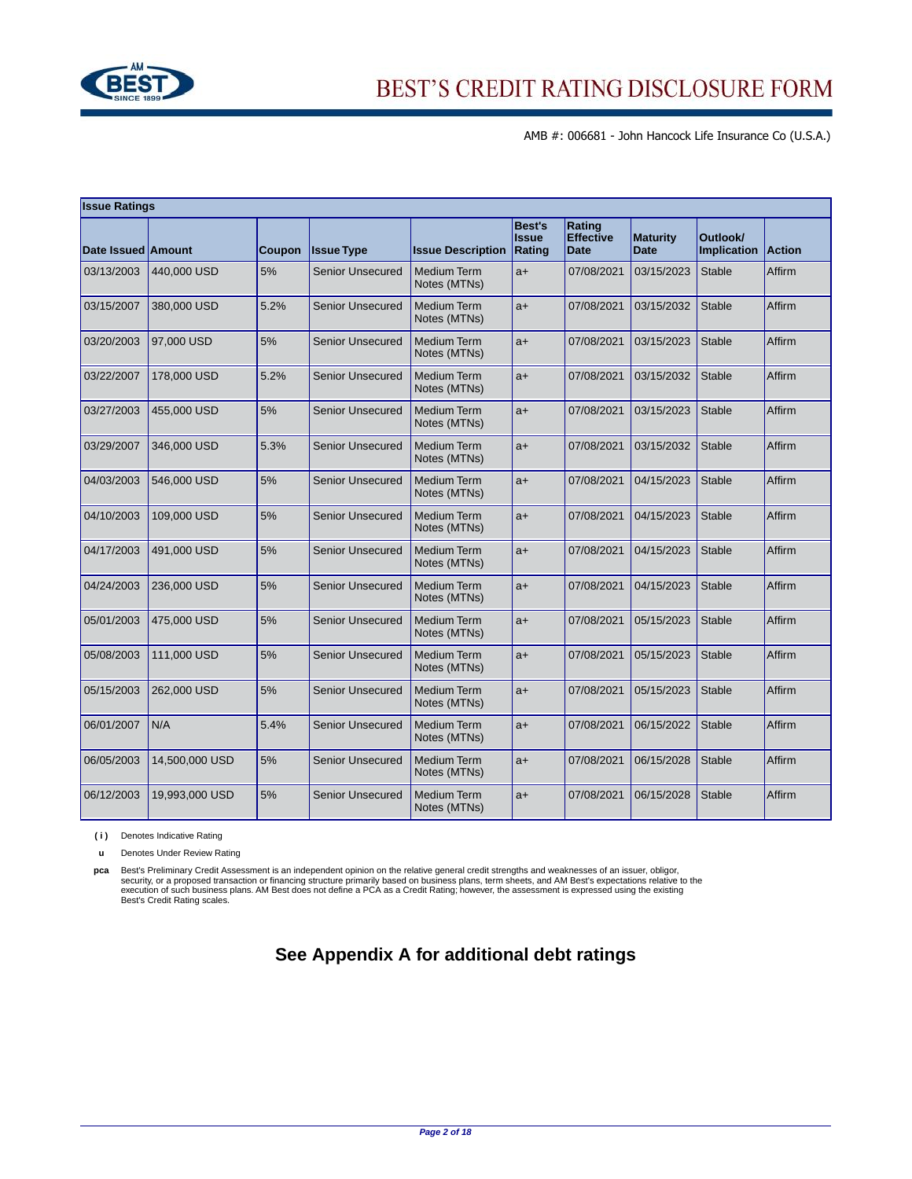# BEST'S CREDIT RATING DISCLOSURE FORM

AMB #: 006681 - John Hancock Life Insurance Co (U.S.A.)

**Issue Ratings**

| Date Issued | Amount | Coupon | Issue Type | Issue Description | Best's Issue Rating | Rating Effective Date | Maturity Date | Outlook/ Implication | Action |
|---|---|---|---|---|---|---|---|---|---|
| 03/13/2003 | 440,000 USD | 5% | Senior Unsecured | Medium Term Notes (MTNs) | a+ | 07/08/2021 | 03/15/2023 | Stable | Affirm |
| 03/15/2007 | 380,000 USD | 5.2% | Senior Unsecured | Medium Term Notes (MTNs) | a+ | 07/08/2021 | 03/15/2032 | Stable | Affirm |
| 03/20/2003 | 97,000 USD | 5% | Senior Unsecured | Medium Term Notes (MTNs) | a+ | 07/08/2021 | 03/15/2023 | Stable | Affirm |
| 03/22/2007 | 178,000 USD | 5.2% | Senior Unsecured | Medium Term Notes (MTNs) | a+ | 07/08/2021 | 03/15/2032 | Stable | Affirm |
| 03/27/2003 | 455,000 USD | 5% | Senior Unsecured | Medium Term Notes (MTNs) | a+ | 07/08/2021 | 03/15/2023 | Stable | Affirm |
| 03/29/2007 | 346,000 USD | 5.3% | Senior Unsecured | Medium Term Notes (MTNs) | a+ | 07/08/2021 | 03/15/2032 | Stable | Affirm |
| 04/03/2003 | 546,000 USD | 5% | Senior Unsecured | Medium Term Notes (MTNs) | a+ | 07/08/2021 | 04/15/2023 | Stable | Affirm |
| 04/10/2003 | 109,000 USD | 5% | Senior Unsecured | Medium Term Notes (MTNs) | a+ | 07/08/2021 | 04/15/2023 | Stable | Affirm |
| 04/17/2003 | 491,000 USD | 5% | Senior Unsecured | Medium Term Notes (MTNs) | a+ | 07/08/2021 | 04/15/2023 | Stable | Affirm |
| 04/24/2003 | 236,000 USD | 5% | Senior Unsecured | Medium Term Notes (MTNs) | a+ | 07/08/2021 | 04/15/2023 | Stable | Affirm |
| 05/01/2003 | 475,000 USD | 5% | Senior Unsecured | Medium Term Notes (MTNs) | a+ | 07/08/2021 | 05/15/2023 | Stable | Affirm |
| 05/08/2003 | 111,000 USD | 5% | Senior Unsecured | Medium Term Notes (MTNs) | a+ | 07/08/2021 | 05/15/2023 | Stable | Affirm |
| 05/15/2003 | 262,000 USD | 5% | Senior Unsecured | Medium Term Notes (MTNs) | a+ | 07/08/2021 | 05/15/2023 | Stable | Affirm |
| 06/01/2007 | N/A | 5.4% | Senior Unsecured | Medium Term Notes (MTNs) | a+ | 07/08/2021 | 06/15/2022 | Stable | Affirm |
| 06/05/2003 | 14,500,000 USD | 5% | Senior Unsecured | Medium Term Notes (MTNs) | a+ | 07/08/2021 | 06/15/2028 | Stable | Affirm |
| 06/12/2003 | 19,993,000 USD | 5% | Senior Unsecured | Medium Term Notes (MTNs) | a+ | 07/08/2021 | 06/15/2028 | Stable | Affirm |

**( i )** Denotes Indicative Rating

**u** Denotes Under Review Rating

**pca** Best's Preliminary Credit Assessment is an independent opinion on the relative general credit strengths and weaknesses of an issuer, obligor, security, or a proposed transaction or financing structure primarily based on business plans, term sheets, and AM Best's expectations relative to the execution of such business plans. AM Best does not define a PCA as a Credit Rating; however, the assessment is expressed using the existing Best's Credit Rating scales.

## See Appendix A for additional debt ratings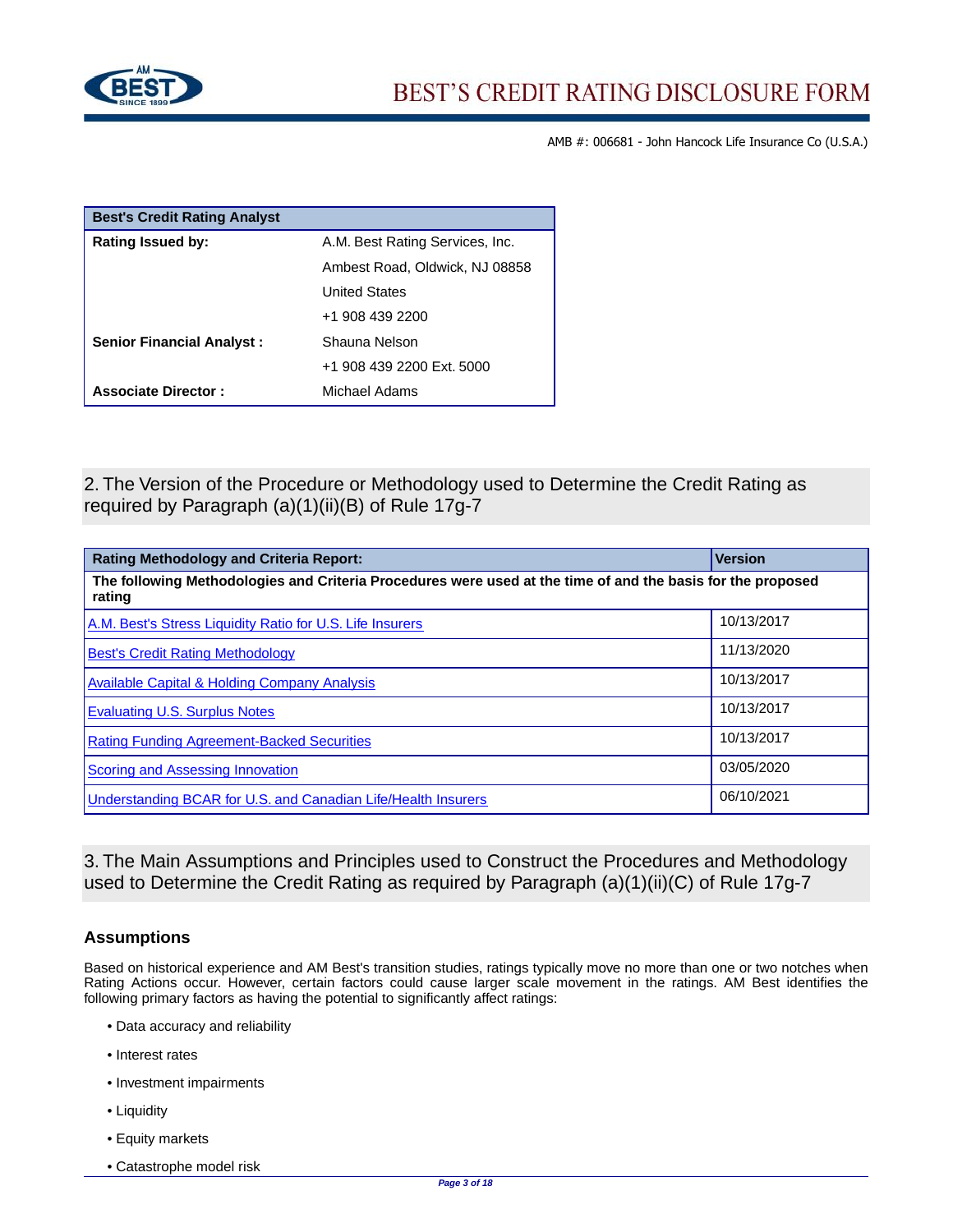BEST'S CREDIT RATING DISCLOSURE FORM

AMB #: 006681 - John Hancock Life Insurance Co (U.S.A.)

| Best's Credit Rating Analyst | |
|---|---|
| **Rating Issued by:** | A.M. Best Rating Services, Inc. |
| | Ambest Road, Oldwick, NJ 08858 |
| | United States |
| | +1 908 439 2200 |
| **Senior Financial Analyst :** | Shauna Nelson |
| | +1 908 439 2200 Ext. 5000 |
| **Associate Director :** | Michael Adams |

## 2. The Version of the Procedure or Methodology used to Determine the Credit Rating as required by Paragraph (a)(1)(ii)(B) of Rule 17g-7

| Rating Methodology and Criteria Report: | Version |
|---|---|
| **The following Methodologies and Criteria Procedures were used at the time of and the basis for the proposed rating** | |
| A.M. Best's Stress Liquidity Ratio for U.S. Life Insurers | 10/13/2017 |
| Best's Credit Rating Methodology | 11/13/2020 |
| Available Capital & Holding Company Analysis | 10/13/2017 |
| Evaluating U.S. Surplus Notes | 10/13/2017 |
| Rating Funding Agreement-Backed Securities | 10/13/2017 |
| Scoring and Assessing Innovation | 03/05/2020 |
| Understanding BCAR for U.S. and Canadian Life/Health Insurers | 06/10/2021 |

## 3. The Main Assumptions and Principles used to Construct the Procedures and Methodology used to Determine the Credit Rating as required by Paragraph (a)(1)(ii)(C) of Rule 17g-7

### Assumptions

Based on historical experience and AM Best's transition studies, ratings typically move no more than one or two notches when Rating Actions occur. However, certain factors could cause larger scale movement in the ratings. AM Best identifies the following primary factors as having the potential to significantly affect ratings:

- Data accuracy and reliability
- Interest rates
- Investment impairments
- Liquidity
- Equity markets
- Catastrophe model risk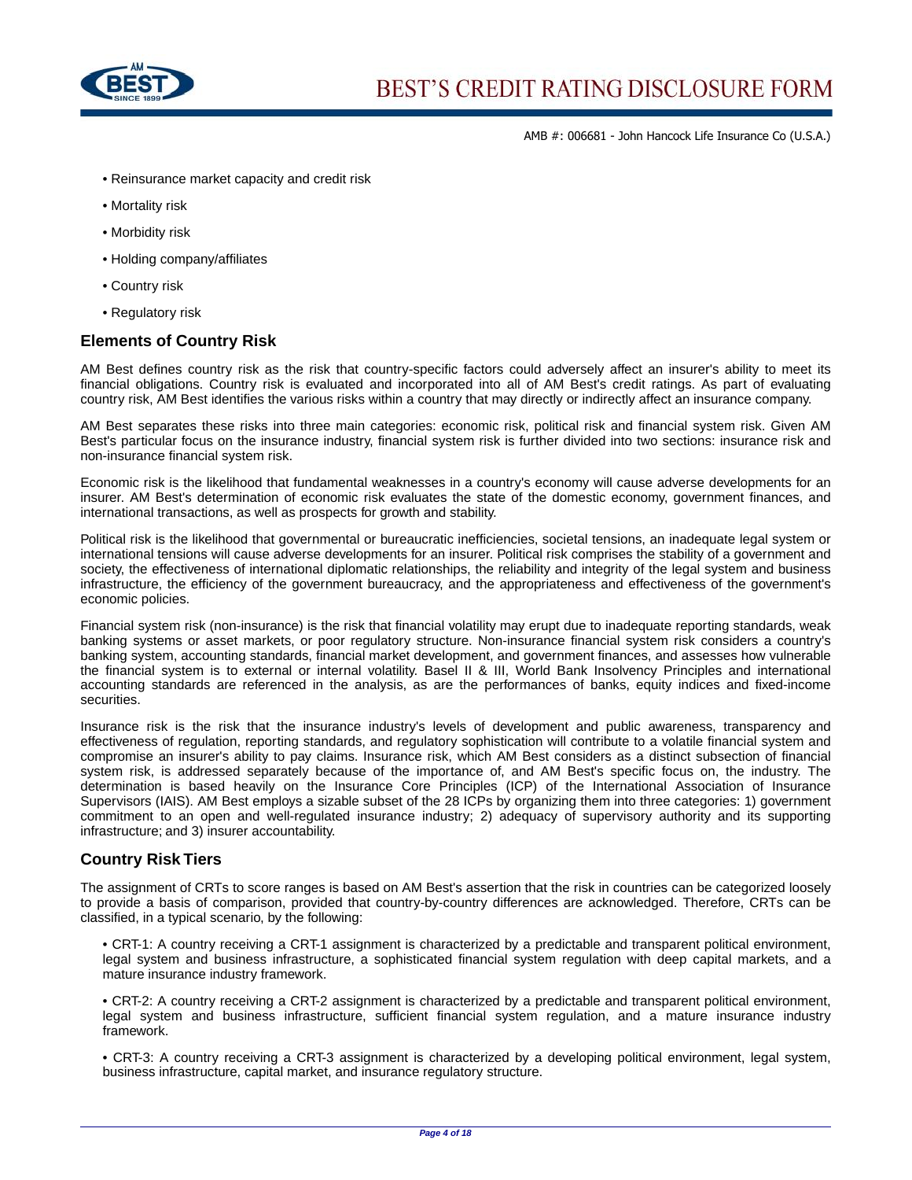- Reinsurance market capacity and credit risk
- Mortality risk
- Morbidity risk
- Holding company/affiliates
- Country risk
- Regulatory risk

## Elements of Country Risk

AM Best defines country risk as the risk that country-specific factors could adversely affect an insurer's ability to meet its financial obligations. Country risk is evaluated and incorporated into all of AM Best's credit ratings. As part of evaluating country risk, AM Best identifies the various risks within a country that may directly or indirectly affect an insurance company.

AM Best separates these risks into three main categories: economic risk, political risk and financial system risk. Given AM Best's particular focus on the insurance industry, financial system risk is further divided into two sections: insurance risk and non-insurance financial system risk.

Economic risk is the likelihood that fundamental weaknesses in a country's economy will cause adverse developments for an insurer. AM Best's determination of economic risk evaluates the state of the domestic economy, government finances, and international transactions, as well as prospects for growth and stability.

Political risk is the likelihood that governmental or bureaucratic inefficiencies, societal tensions, an inadequate legal system or international tensions will cause adverse developments for an insurer. Political risk comprises the stability of a government and society, the effectiveness of international diplomatic relationships, the reliability and integrity of the legal system and business infrastructure, the efficiency of the government bureaucracy, and the appropriateness and effectiveness of the government's economic policies.

Financial system risk (non-insurance) is the risk that financial volatility may erupt due to inadequate reporting standards, weak banking systems or asset markets, or poor regulatory structure. Non-insurance financial system risk considers a country's banking system, accounting standards, financial market development, and government finances, and assesses how vulnerable the financial system is to external or internal volatility. Basel II & III, World Bank Insolvency Principles and international accounting standards are referenced in the analysis, as are the performances of banks, equity indices and fixed-income securities.

Insurance risk is the risk that the insurance industry's levels of development and public awareness, transparency and effectiveness of regulation, reporting standards, and regulatory sophistication will contribute to a volatile financial system and compromise an insurer's ability to pay claims. Insurance risk, which AM Best considers as a distinct subsection of financial system risk, is addressed separately because of the importance of, and AM Best's specific focus on, the industry. The determination is based heavily on the Insurance Core Principles (ICP) of the International Association of Insurance Supervisors (IAIS). AM Best employs a sizable subset of the 28 ICPs by organizing them into three categories: 1) government commitment to an open and well-regulated insurance industry; 2) adequacy of supervisory authority and its supporting infrastructure; and 3) insurer accountability.

## Country Risk Tiers

The assignment of CRTs to score ranges is based on AM Best's assertion that the risk in countries can be categorized loosely to provide a basis of comparison, provided that country-by-country differences are acknowledged. Therefore, CRTs can be classified, in a typical scenario, by the following:

- CRT-1: A country receiving a CRT-1 assignment is characterized by a predictable and transparent political environment, legal system and business infrastructure, a sophisticated financial system regulation with deep capital markets, and a mature insurance industry framework.

- CRT-2: A country receiving a CRT-2 assignment is characterized by a predictable and transparent political environment, legal system and business infrastructure, sufficient financial system regulation, and a mature insurance industry framework.

- CRT-3: A country receiving a CRT-3 assignment is characterized by a developing political environment, legal system, business infrastructure, capital market, and insurance regulatory structure.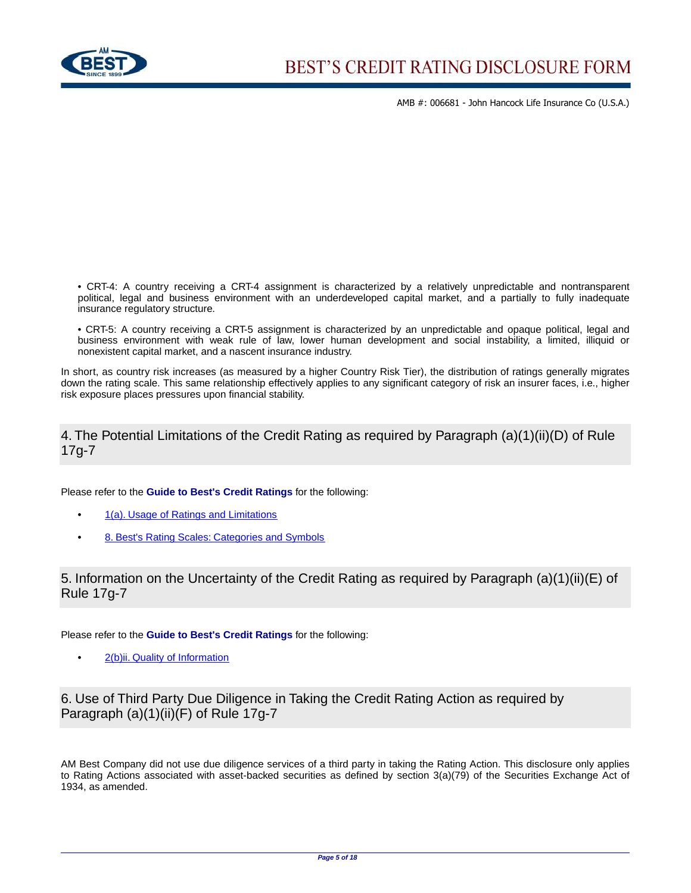- CRT-4: A country receiving a CRT-4 assignment is characterized by a relatively unpredictable and nontransparent political, legal and business environment with an underdeveloped capital market, and a partially to fully inadequate insurance regulatory structure.

- CRT-5: A country receiving a CRT-5 assignment is characterized by an unpredictable and opaque political, legal and business environment with weak rule of law, lower human development and social instability, a limited, illiquid or nonexistent capital market, and a nascent insurance industry.

In short, as country risk increases (as measured by a higher Country Risk Tier), the distribution of ratings generally migrates down the rating scale. This same relationship effectively applies to any significant category of risk an insurer faces, i.e., higher risk exposure places pressures upon financial stability.

## 4. The Potential Limitations of the Credit Rating as required by Paragraph (a)(1)(ii)(D) of Rule 17g-7

Please refer to the **Guide to Best's Credit Ratings** for the following:

- 1(a). Usage of Ratings and Limitations
- 8. Best's Rating Scales: Categories and Symbols

## 5. Information on the Uncertainty of the Credit Rating as required by Paragraph (a)(1)(ii)(E) of Rule 17g-7

Please refer to the **Guide to Best's Credit Ratings** for the following:

- 2(b)ii. Quality of Information

## 6. Use of Third Party Due Diligence in Taking the Credit Rating Action as required by Paragraph (a)(1)(ii)(F) of Rule 17g-7

AM Best Company did not use due diligence services of a third party in taking the Rating Action. This disclosure only applies to Rating Actions associated with asset-backed securities as defined by section 3(a)(79) of the Securities Exchange Act of 1934, as amended.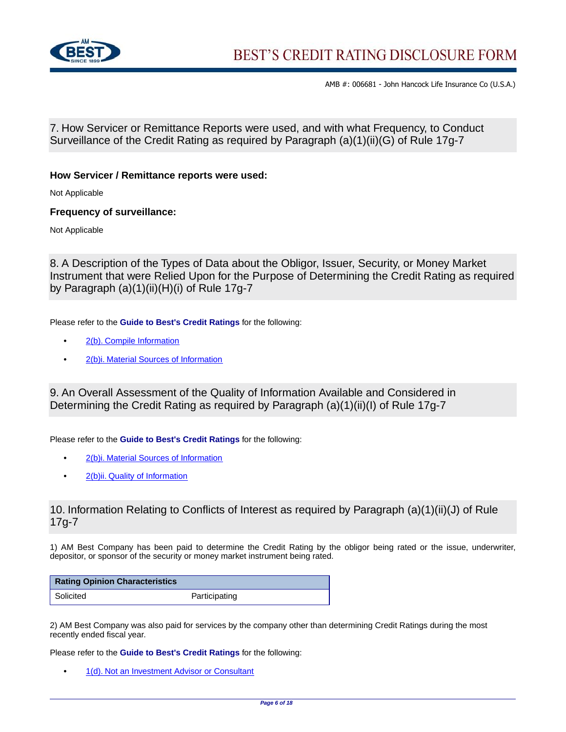## 7. How Servicer or Remittance Reports were used, and with what Frequency, to Conduct Surveillance of the Credit Rating as required by Paragraph (a)(1)(ii)(G) of Rule 17g-7

**How Servicer / Remittance reports were used:**

Not Applicable

**Frequency of surveillance:**

Not Applicable

## 8. A Description of the Types of Data about the Obligor, Issuer, Security, or Money Market Instrument that were Relied Upon for the Purpose of Determining the Credit Rating as required by Paragraph (a)(1)(ii)(H)(i) of Rule 17g-7

Please refer to the **Guide to Best's Credit Ratings** for the following:

- 2(b). Compile Information
- 2(b)i. Material Sources of Information

## 9. An Overall Assessment of the Quality of Information Available and Considered in Determining the Credit Rating as required by Paragraph (a)(1)(ii)(I) of Rule 17g-7

Please refer to the **Guide to Best's Credit Ratings** for the following:

- 2(b)i. Material Sources of Information
- 2(b)ii. Quality of Information

## 10. Information Relating to Conflicts of Interest as required by Paragraph (a)(1)(ii)(J) of Rule 17g-7

1) AM Best Company has been paid to determine the Credit Rating by the obligor being rated or the issue, underwriter, depositor, or sponsor of the security or money market instrument being rated.

| Rating Opinion Characteristics | |
|---|---|
| Solicited | Participating |

2) AM Best Company was also paid for services by the company other than determining Credit Ratings during the most recently ended fiscal year.

Please refer to the **Guide to Best's Credit Ratings** for the following:

- 1(d). Not an Investment Advisor or Consultant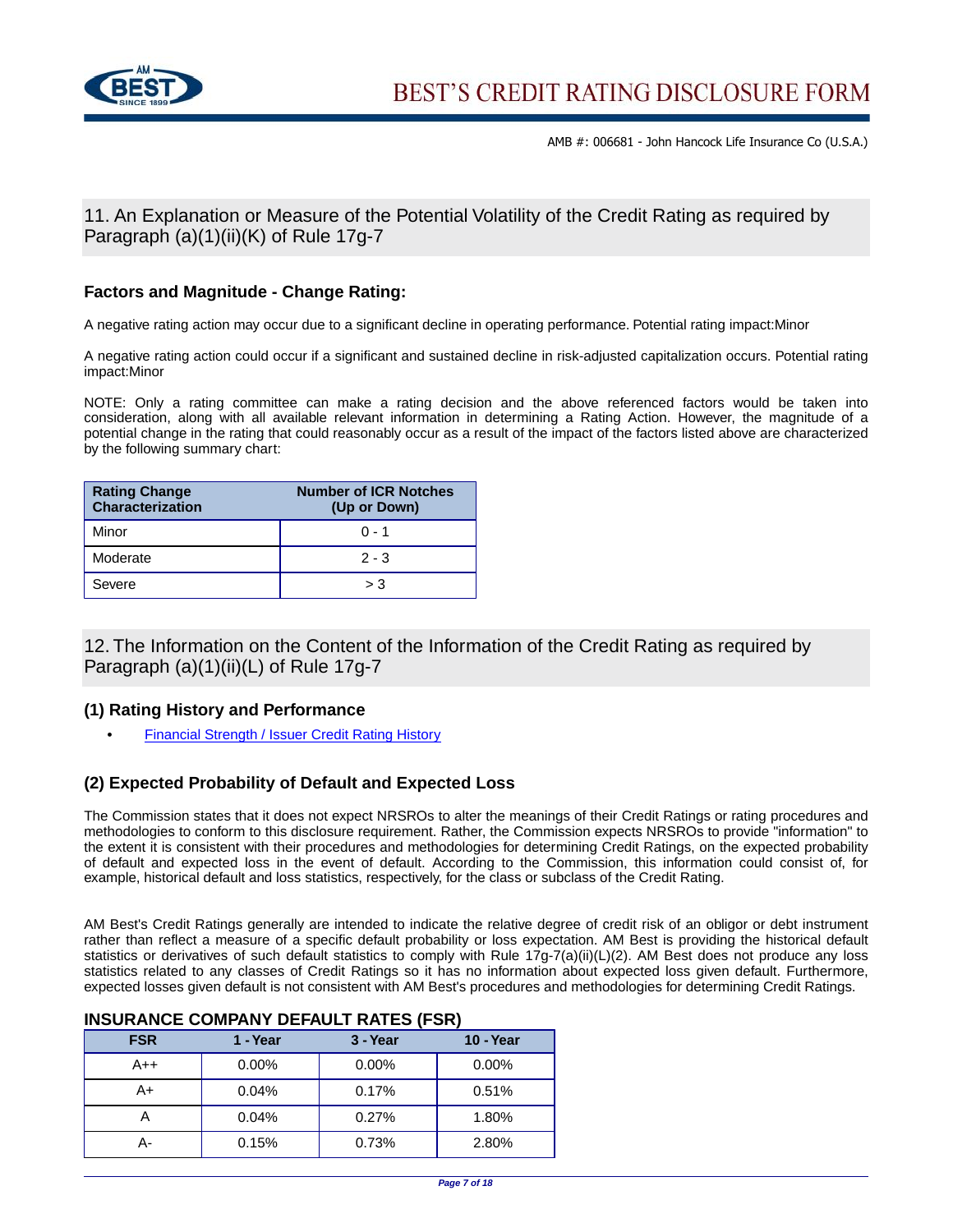## 11. An Explanation or Measure of the Potential Volatility of the Credit Rating as required by Paragraph (a)(1)(ii)(K) of Rule 17g-7

### Factors and Magnitude - Change Rating:

A negative rating action may occur due to a significant decline in operating performance. Potential rating impact:Minor

A negative rating action could occur if a significant and sustained decline in risk-adjusted capitalization occurs. Potential rating impact:Minor

NOTE: Only a rating committee can make a rating decision and the above referenced factors would be taken into consideration, along with all available relevant information in determining a Rating Action. However, the magnitude of a potential change in the rating that could reasonably occur as a result of the impact of the factors listed above are characterized by the following summary chart:

| Rating Change Characterization | Number of ICR Notches (Up or Down) |
|---|---|
| Minor | 0 - 1 |
| Moderate | 2 - 3 |
| Severe | > 3 |

## 12. The Information on the Content of the Information of the Credit Rating as required by Paragraph (a)(1)(ii)(L) of Rule 17g-7

### (1) Rating History and Performance

- Financial Strength / Issuer Credit Rating History

### (2) Expected Probability of Default and Expected Loss

The Commission states that it does not expect NRSROs to alter the meanings of their Credit Ratings or rating procedures and methodologies to conform to this disclosure requirement. Rather, the Commission expects NRSROs to provide "information" to the extent it is consistent with their procedures and methodologies for determining Credit Ratings, on the expected probability of default and expected loss in the event of default. According to the Commission, this information could consist of, for example, historical default and loss statistics, respectively, for the class or subclass of the Credit Rating.

AM Best's Credit Ratings generally are intended to indicate the relative degree of credit risk of an obligor or debt instrument rather than reflect a measure of a specific default probability or loss expectation. AM Best is providing the historical default statistics or derivatives of such default statistics to comply with Rule 17g-7(a)(ii)(L)(2). AM Best does not produce any loss statistics related to any classes of Credit Ratings so it has no information about expected loss given default. Furthermore, expected losses given default is not consistent with AM Best's procedures and methodologies for determining Credit Ratings.

**INSURANCE COMPANY DEFAULT RATES (FSR)**

| FSR | 1 - Year | 3 - Year | 10 - Year |
|---|---|---|---|
| A++ | 0.00% | 0.00% | 0.00% |
| A+ | 0.04% | 0.17% | 0.51% |
| A | 0.04% | 0.27% | 1.80% |
| A- | 0.15% | 0.73% | 2.80% |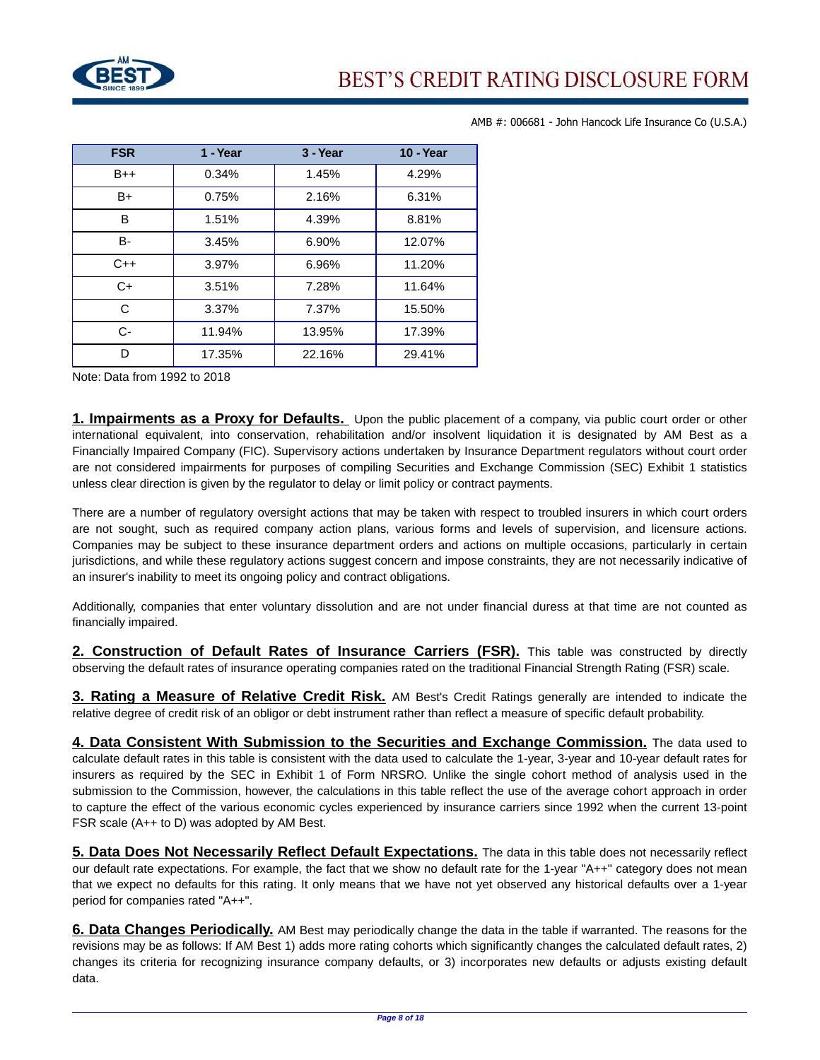AMB #: 006681 - John Hancock Life Insurance Co (U.S.A.)

| FSR | 1 - Year | 3 - Year | 10 - Year |
| --- | --- | --- | --- |
| B++ | 0.34% | 1.45% | 4.29% |
| B+ | 0.75% | 2.16% | 6.31% |
| B | 1.51% | 4.39% | 8.81% |
| B- | 3.45% | 6.90% | 12.07% |
| C++ | 3.97% | 6.96% | 11.20% |
| C+ | 3.51% | 7.28% | 11.64% |
| C | 3.37% | 7.37% | 15.50% |
| C- | 11.94% | 13.95% | 17.39% |
| D | 17.35% | 22.16% | 29.41% |

Note: Data from 1992 to 2018

**1. Impairments as a Proxy for Defaults.** Upon the public placement of a company, via public court order or other international equivalent, into conservation, rehabilitation and/or insolvent liquidation it is designated by AM Best as a Financially Impaired Company (FIC). Supervisory actions undertaken by Insurance Department regulators without court order are not considered impairments for purposes of compiling Securities and Exchange Commission (SEC) Exhibit 1 statistics unless clear direction is given by the regulator to delay or limit policy or contract payments.

There are a number of regulatory oversight actions that may be taken with respect to troubled insurers in which court orders are not sought, such as required company action plans, various forms and levels of supervision, and licensure actions. Companies may be subject to these insurance department orders and actions on multiple occasions, particularly in certain jurisdictions, and while these regulatory actions suggest concern and impose constraints, they are not necessarily indicative of an insurer's inability to meet its ongoing policy and contract obligations.

Additionally, companies that enter voluntary dissolution and are not under financial duress at that time are not counted as financially impaired.

**2. Construction of Default Rates of Insurance Carriers (FSR).** This table was constructed by directly observing the default rates of insurance operating companies rated on the traditional Financial Strength Rating (FSR) scale.

**3. Rating a Measure of Relative Credit Risk.** AM Best's Credit Ratings generally are intended to indicate the relative degree of credit risk of an obligor or debt instrument rather than reflect a measure of specific default probability.

**4. Data Consistent With Submission to the Securities and Exchange Commission.** The data used to calculate default rates in this table is consistent with the data used to calculate the 1-year, 3-year and 10-year default rates for insurers as required by the SEC in Exhibit 1 of Form NRSRO. Unlike the single cohort method of analysis used in the submission to the Commission, however, the calculations in this table reflect the use of the average cohort approach in order to capture the effect of the various economic cycles experienced by insurance carriers since 1992 when the current 13-point FSR scale (A++ to D) was adopted by AM Best.

**5. Data Does Not Necessarily Reflect Default Expectations.** The data in this table does not necessarily reflect our default rate expectations. For example, the fact that we show no default rate for the 1-year "A++" category does not mean that we expect no defaults for this rating. It only means that we have not yet observed any historical defaults over a 1-year period for companies rated "A++".

**6. Data Changes Periodically.** AM Best may periodically change the data in the table if warranted. The reasons for the revisions may be as follows: If AM Best 1) adds more rating cohorts which significantly changes the calculated default rates, 2) changes its criteria for recognizing insurance company defaults, or 3) incorporates new defaults or adjusts existing default data.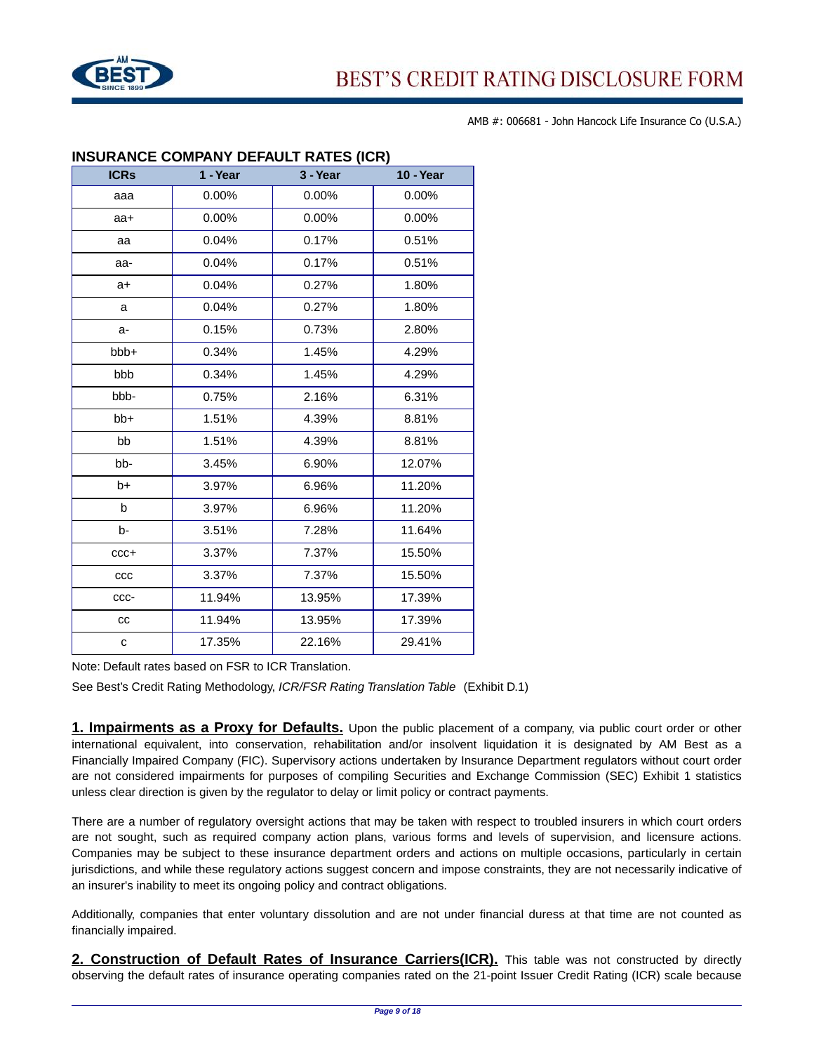## INSURANCE COMPANY DEFAULT RATES (ICR)

| ICRs | 1 - Year | 3 - Year | 10 - Year |
|---|---|---|---|
| aaa | 0.00% | 0.00% | 0.00% |
| aa+ | 0.00% | 0.00% | 0.00% |
| aa | 0.04% | 0.17% | 0.51% |
| aa- | 0.04% | 0.17% | 0.51% |
| a+ | 0.04% | 0.27% | 1.80% |
| a | 0.04% | 0.27% | 1.80% |
| a- | 0.15% | 0.73% | 2.80% |
| bbb+ | 0.34% | 1.45% | 4.29% |
| bbb | 0.34% | 1.45% | 4.29% |
| bbb- | 0.75% | 2.16% | 6.31% |
| bb+ | 1.51% | 4.39% | 8.81% |
| bb | 1.51% | 4.39% | 8.81% |
| bb- | 3.45% | 6.90% | 12.07% |
| b+ | 3.97% | 6.96% | 11.20% |
| b | 3.97% | 6.96% | 11.20% |
| b- | 3.51% | 7.28% | 11.64% |
| ccc+ | 3.37% | 7.37% | 15.50% |
| ccc | 3.37% | 7.37% | 15.50% |
| ccc- | 11.94% | 13.95% | 17.39% |
| cc | 11.94% | 13.95% | 17.39% |
| c | 17.35% | 22.16% | 29.41% |

Note: Default rates based on FSR to ICR Translation.

See Best's Credit Rating Methodology, *ICR/FSR Rating Translation Table* (Exhibit D.1)

**1. Impairments as a Proxy for Defaults.** Upon the public placement of a company, via public court order or other international equivalent, into conservation, rehabilitation and/or insolvent liquidation it is designated by AM Best as a Financially Impaired Company (FIC). Supervisory actions undertaken by Insurance Department regulators without court order are not considered impairments for purposes of compiling Securities and Exchange Commission (SEC) Exhibit 1 statistics unless clear direction is given by the regulator to delay or limit policy or contract payments.

There are a number of regulatory oversight actions that may be taken with respect to troubled insurers in which court orders are not sought, such as required company action plans, various forms and levels of supervision, and licensure actions. Companies may be subject to these insurance department orders and actions on multiple occasions, particularly in certain jurisdictions, and while these regulatory actions suggest concern and impose constraints, they are not necessarily indicative of an insurer's inability to meet its ongoing policy and contract obligations.

Additionally, companies that enter voluntary dissolution and are not under financial duress at that time are not counted as financially impaired.

**2. Construction of Default Rates of Insurance Carriers(ICR).** This table was not constructed by directly observing the default rates of insurance operating companies rated on the 21-point Issuer Credit Rating (ICR) scale because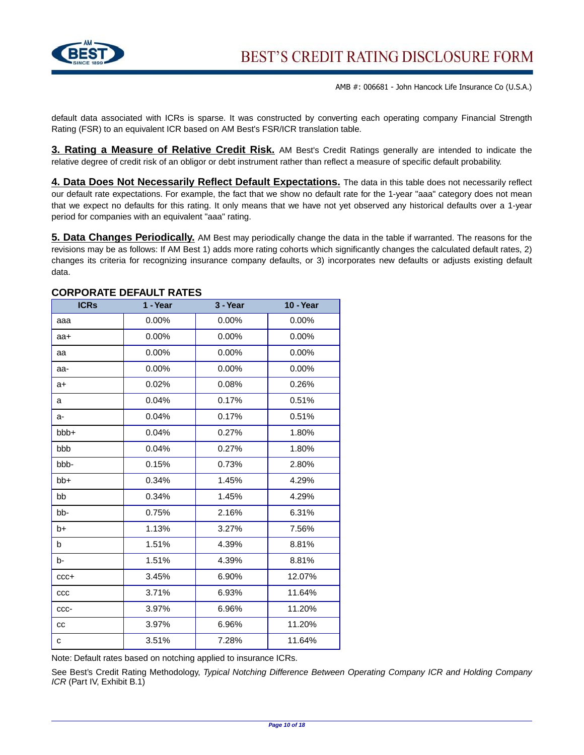default data associated with ICRs is sparse. It was constructed by converting each operating company Financial Strength Rating (FSR) to an equivalent ICR based on AM Best's FSR/ICR translation table.

**3. Rating a Measure of Relative Credit Risk.** AM Best's Credit Ratings generally are intended to indicate the relative degree of credit risk of an obligor or debt instrument rather than reflect a measure of specific default probability.

**4. Data Does Not Necessarily Reflect Default Expectations.** The data in this table does not necessarily reflect our default rate expectations. For example, the fact that we show no default rate for the 1-year "aaa" category does not mean that we expect no defaults for this rating. It only means that we have not yet observed any historical defaults over a 1-year period for companies with an equivalent "aaa" rating.

**5. Data Changes Periodically.** AM Best may periodically change the data in the table if warranted. The reasons for the revisions may be as follows: If AM Best 1) adds more rating cohorts which significantly changes the calculated default rates, 2) changes its criteria for recognizing insurance company defaults, or 3) incorporates new defaults or adjusts existing default data.

## CORPORATE DEFAULT RATES

| ICRs | 1 - Year | 3 - Year | 10 - Year |
|---|---|---|---|
| aaa | 0.00% | 0.00% | 0.00% |
| aa+ | 0.00% | 0.00% | 0.00% |
| aa | 0.00% | 0.00% | 0.00% |
| aa- | 0.00% | 0.00% | 0.00% |
| a+ | 0.02% | 0.08% | 0.26% |
| a | 0.04% | 0.17% | 0.51% |
| a- | 0.04% | 0.17% | 0.51% |
| bbb+ | 0.04% | 0.27% | 1.80% |
| bbb | 0.04% | 0.27% | 1.80% |
| bbb- | 0.15% | 0.73% | 2.80% |
| bb+ | 0.34% | 1.45% | 4.29% |
| bb | 0.34% | 1.45% | 4.29% |
| bb- | 0.75% | 2.16% | 6.31% |
| b+ | 1.13% | 3.27% | 7.56% |
| b | 1.51% | 4.39% | 8.81% |
| b- | 1.51% | 4.39% | 8.81% |
| ccc+ | 3.45% | 6.90% | 12.07% |
| ccc | 3.71% | 6.93% | 11.64% |
| ccc- | 3.97% | 6.96% | 11.20% |
| cc | 3.97% | 6.96% | 11.20% |
| c | 3.51% | 7.28% | 11.64% |

Note: Default rates based on notching applied to insurance ICRs.

See Best's Credit Rating Methodology, *Typical Notching Difference Between Operating Company ICR and Holding Company ICR* (Part IV, Exhibit B.1)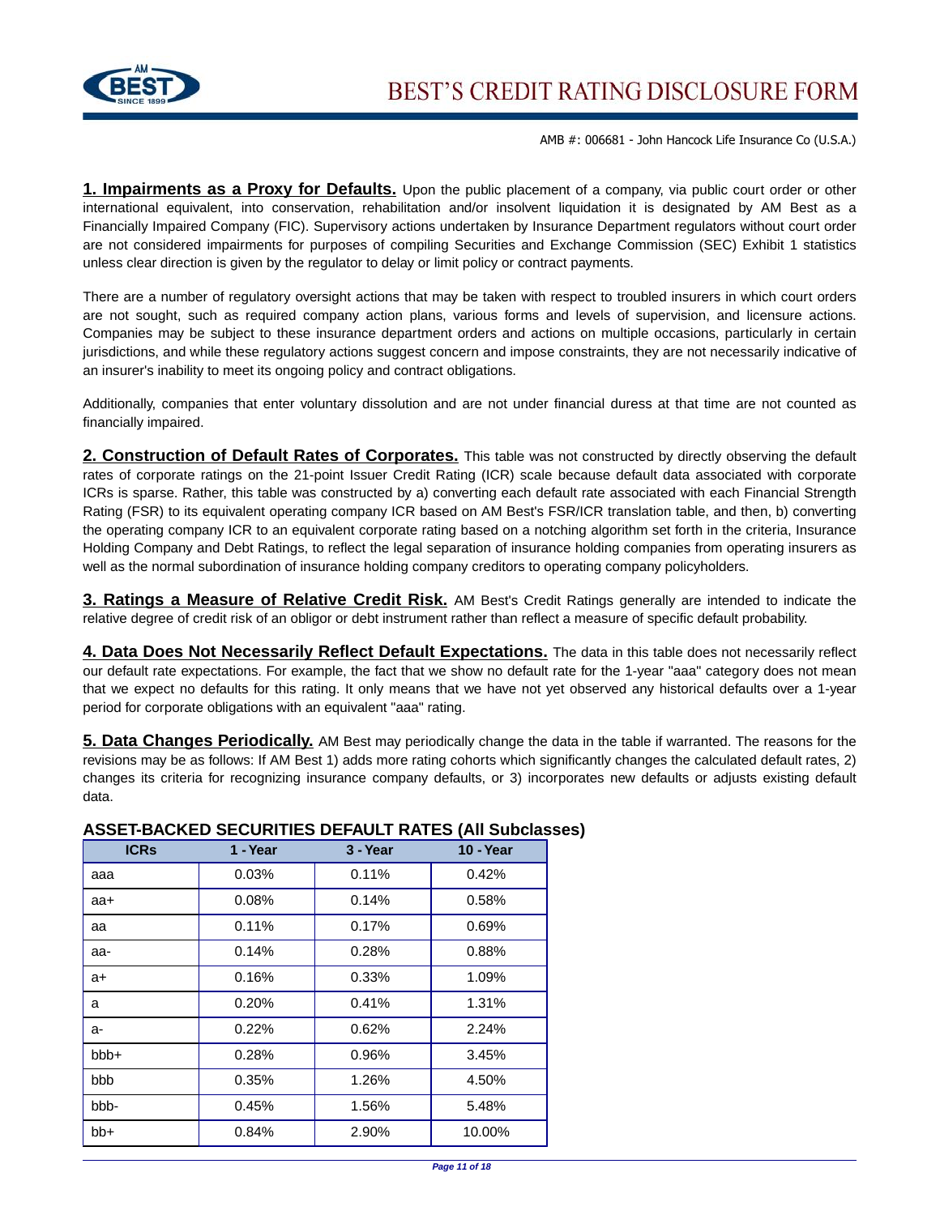AMB #: 006681 - John Hancock Life Insurance Co (U.S.A.)

**1. Impairments as a Proxy for Defaults.** Upon the public placement of a company, via public court order or other international equivalent, into conservation, rehabilitation and/or insolvent liquidation it is designated by AM Best as a Financially Impaired Company (FIC). Supervisory actions undertaken by Insurance Department regulators without court order are not considered impairments for purposes of compiling Securities and Exchange Commission (SEC) Exhibit 1 statistics unless clear direction is given by the regulator to delay or limit policy or contract payments.

There are a number of regulatory oversight actions that may be taken with respect to troubled insurers in which court orders are not sought, such as required company action plans, various forms and levels of supervision, and licensure actions. Companies may be subject to these insurance department orders and actions on multiple occasions, particularly in certain jurisdictions, and while these regulatory actions suggest concern and impose constraints, they are not necessarily indicative of an insurer's inability to meet its ongoing policy and contract obligations.

Additionally, companies that enter voluntary dissolution and are not under financial duress at that time are not counted as financially impaired.

**2. Construction of Default Rates of Corporates.** This table was not constructed by directly observing the default rates of corporate ratings on the 21-point Issuer Credit Rating (ICR) scale because default data associated with corporate ICRs is sparse. Rather, this table was constructed by a) converting each default rate associated with each Financial Strength Rating (FSR) to its equivalent operating company ICR based on AM Best's FSR/ICR translation table, and then, b) converting the operating company ICR to an equivalent corporate rating based on a notching algorithm set forth in the criteria, Insurance Holding Company and Debt Ratings, to reflect the legal separation of insurance holding companies from operating insurers as well as the normal subordination of insurance holding company creditors to operating company policyholders.

**3. Ratings a Measure of Relative Credit Risk.** AM Best's Credit Ratings generally are intended to indicate the relative degree of credit risk of an obligor or debt instrument rather than reflect a measure of specific default probability.

**4. Data Does Not Necessarily Reflect Default Expectations.** The data in this table does not necessarily reflect our default rate expectations. For example, the fact that we show no default rate for the 1-year "aaa" category does not mean that we expect no defaults for this rating. It only means that we have not yet observed any historical defaults over a 1-year period for corporate obligations with an equivalent "aaa" rating.

**5. Data Changes Periodically.** AM Best may periodically change the data in the table if warranted. The reasons for the revisions may be as follows: If AM Best 1) adds more rating cohorts which significantly changes the calculated default rates, 2) changes its criteria for recognizing insurance company defaults, or 3) incorporates new defaults or adjusts existing default data.

**ASSET-BACKED SECURITIES DEFAULT RATES (All Subclasses)**

| ICRs | 1 - Year | 3 - Year | 10 - Year |
|---|---|---|---|
| aaa | 0.03% | 0.11% | 0.42% |
| aa+ | 0.08% | 0.14% | 0.58% |
| aa | 0.11% | 0.17% | 0.69% |
| aa- | 0.14% | 0.28% | 0.88% |
| a+ | 0.16% | 0.33% | 1.09% |
| a | 0.20% | 0.41% | 1.31% |
| a- | 0.22% | 0.62% | 2.24% |
| bbb+ | 0.28% | 0.96% | 3.45% |
| bbb | 0.35% | 1.26% | 4.50% |
| bbb- | 0.45% | 1.56% | 5.48% |
| bb+ | 0.84% | 2.90% | 10.00% |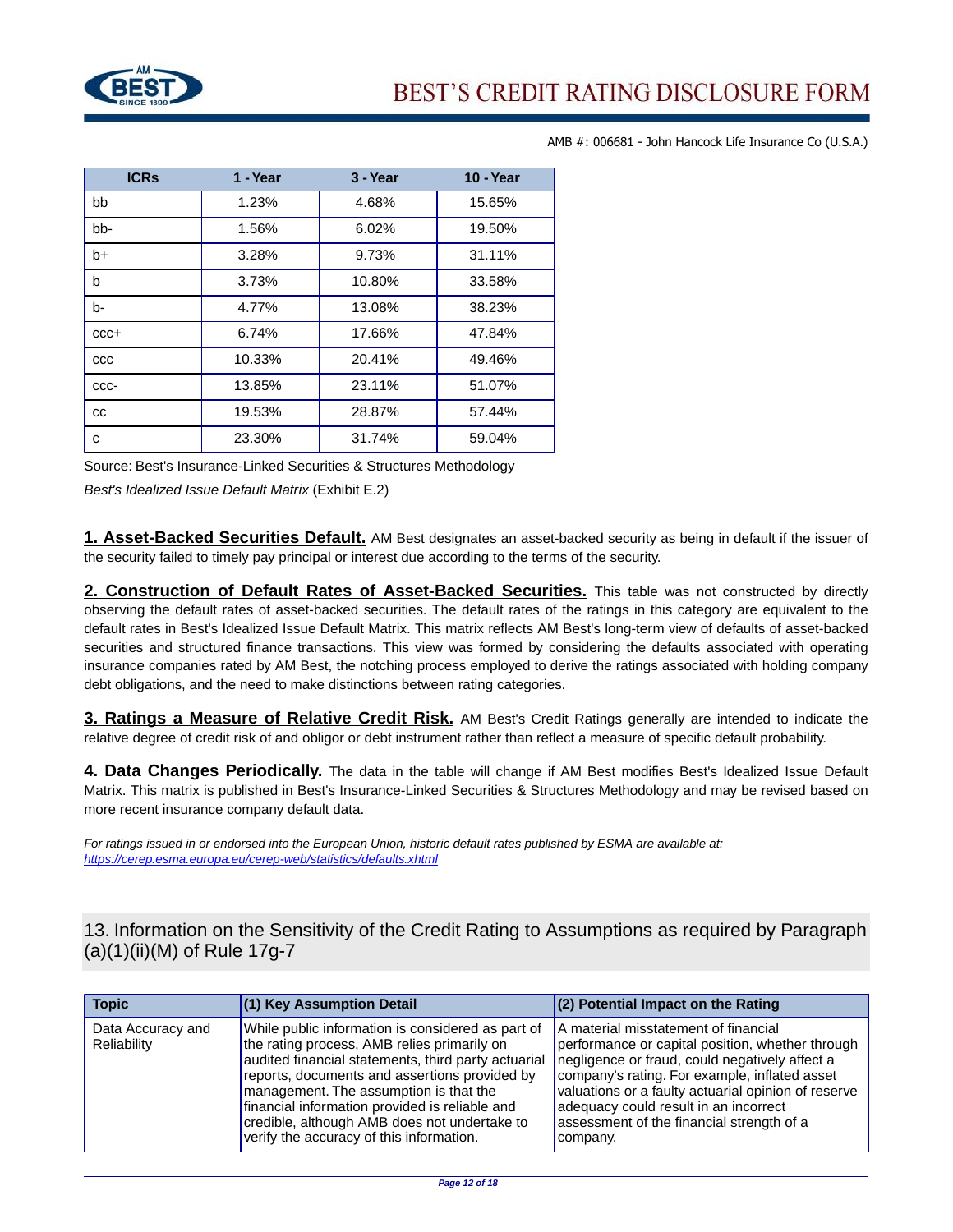AMB #: 006681 - John Hancock Life Insurance Co (U.S.A.)

| ICRs | 1 - Year | 3 - Year | 10 - Year |
|---|---|---|---|
| bb | 1.23% | 4.68% | 15.65% |
| bb- | 1.56% | 6.02% | 19.50% |
| b+ | 3.28% | 9.73% | 31.11% |
| b | 3.73% | 10.80% | 33.58% |
| b- | 4.77% | 13.08% | 38.23% |
| ccc+ | 6.74% | 17.66% | 47.84% |
| ccc | 10.33% | 20.41% | 49.46% |
| ccc- | 13.85% | 23.11% | 51.07% |
| cc | 19.53% | 28.87% | 57.44% |
| c | 23.30% | 31.74% | 59.04% |

Source: Best's Insurance-Linked Securities & Structures Methodology

*Best's Idealized Issue Default Matrix* (Exhibit E.2)

**1. Asset-Backed Securities Default.** AM Best designates an asset-backed security as being in default if the issuer of the security failed to timely pay principal or interest due according to the terms of the security.

**2. Construction of Default Rates of Asset-Backed Securities.** This table was not constructed by directly observing the default rates of asset-backed securities. The default rates of the ratings in this category are equivalent to the default rates in Best's Idealized Issue Default Matrix. This matrix reflects AM Best's long-term view of defaults of asset-backed securities and structured finance transactions. This view was formed by considering the defaults associated with operating insurance companies rated by AM Best, the notching process employed to derive the ratings associated with holding company debt obligations, and the need to make distinctions between rating categories.

**3. Ratings a Measure of Relative Credit Risk.** AM Best's Credit Ratings generally are intended to indicate the relative degree of credit risk of and obligor or debt instrument rather than reflect a measure of specific default probability.

**4. Data Changes Periodically.** The data in the table will change if AM Best modifies Best's Idealized Issue Default Matrix. This matrix is published in Best's Insurance-Linked Securities & Structures Methodology and may be revised based on more recent insurance company default data.

*For ratings issued in or endorsed into the European Union, historic default rates published by ESMA are available at: https://cerep.esma.europa.eu/cerep-web/statistics/defaults.xhtml*

## 13. Information on the Sensitivity of the Credit Rating to Assumptions as required by Paragraph (a)(1)(ii)(M) of Rule 17g-7

| Topic | (1) Key Assumption Detail | (2) Potential Impact on the Rating |
|---|---|---|
| Data Accuracy and Reliability | While public information is considered as part of the rating process, AMB relies primarily on audited financial statements, third party actuarial reports, documents and assertions provided by management. The assumption is that the financial information provided is reliable and credible, although AMB does not undertake to verify the accuracy of this information. | A material misstatement of financial performance or capital position, whether through negligence or fraud, could negatively affect a company's rating. For example, inflated asset valuations or a faulty actuarial opinion of reserve adequacy could result in an incorrect assessment of the financial strength of a company. |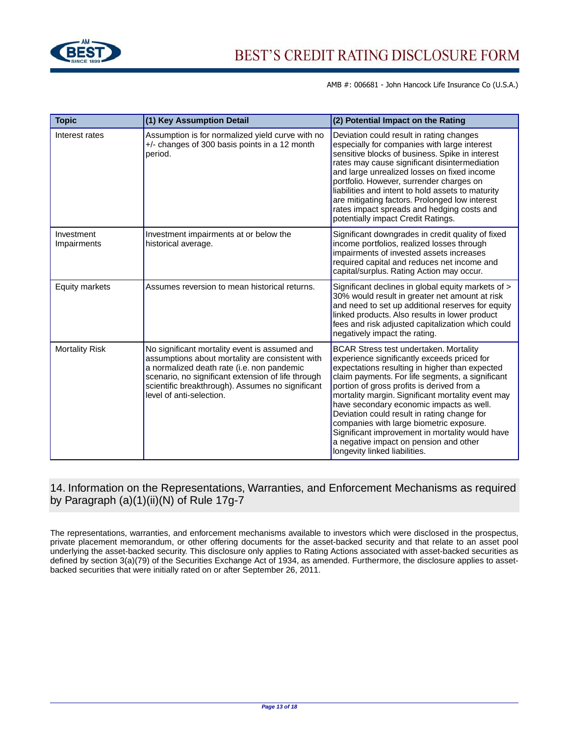| Topic | (1) Key Assumption Detail | (2) Potential Impact on the Rating |
|---|---|---|
| Interest rates | Assumption is for normalized yield curve with no +/- changes of 300 basis points in a 12 month period. | Deviation could result in rating changes especially for companies with large interest sensitive blocks of business. Spike in interest rates may cause significant disintermediation and large unrealized losses on fixed income portfolio. However, surrender charges on liabilities and intent to hold assets to maturity are mitigating factors. Prolonged low interest rates impact spreads and hedging costs and potentially impact Credit Ratings. |
| Investment Impairments | Investment impairments at or below the historical average. | Significant downgrades in credit quality of fixed income portfolios, realized losses through impairments of invested assets increases required capital and reduces net income and capital/surplus. Rating Action may occur. |
| Equity markets | Assumes reversion to mean historical returns. | Significant declines in global equity markets of > 30% would result in greater net amount at risk and need to set up additional reserves for equity linked products. Also results in lower product fees and risk adjusted capitalization which could negatively impact the rating. |
| Mortality Risk | No significant mortality event is assumed and assumptions about mortality are consistent with a normalized death rate (i.e. non pandemic scenario, no significant extension of life through scientific breakthrough). Assumes no significant level of anti-selection. | BCAR Stress test undertaken. Mortality experience significantly exceeds priced for expectations resulting in higher than expected claim payments. For life segments, a significant portion of gross profits is derived from a mortality margin. Significant mortality event may have secondary economic impacts as well. Deviation could result in rating change for companies with large biometric exposure. Significant improvement in mortality would have a negative impact on pension and other longevity linked liabilities. |

## 14. Information on the Representations, Warranties, and Enforcement Mechanisms as required by Paragraph (a)(1)(ii)(N) of Rule 17g-7

The representations, warranties, and enforcement mechanisms available to investors which were disclosed in the prospectus, private placement memorandum, or other offering documents for the asset-backed security and that relate to an asset pool underlying the asset-backed security. This disclosure only applies to Rating Actions associated with asset-backed securities as defined by section 3(a)(79) of the Securities Exchange Act of 1934, as amended. Furthermore, the disclosure applies to asset-backed securities that were initially rated on or after September 26, 2011.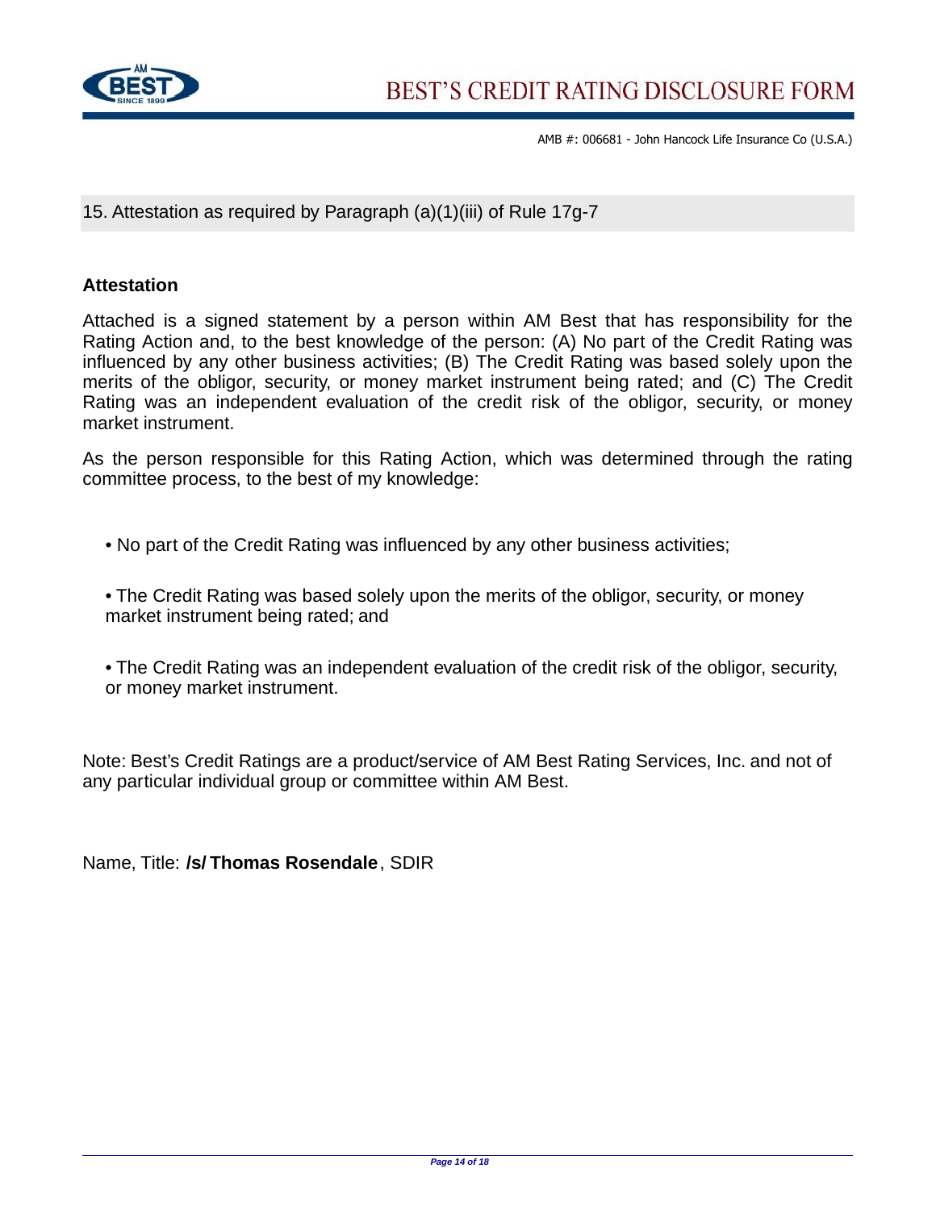15. Attestation as required by Paragraph (a)(1)(iii) of Rule 17g-7

**Attestation**

Attached is a signed statement by a person within AM Best that has responsibility for the Rating Action and, to the best knowledge of the person: (A) No part of the Credit Rating was influenced by any other business activities; (B) The Credit Rating was based solely upon the merits of the obligor, security, or money market instrument being rated; and (C) The Credit Rating was an independent evaluation of the credit risk of the obligor, security, or money market instrument.

As the person responsible for this Rating Action, which was determined through the rating committee process, to the best of my knowledge:

- No part of the Credit Rating was influenced by any other business activities;
- The Credit Rating was based solely upon the merits of the obligor, security, or money market instrument being rated; and
- The Credit Rating was an independent evaluation of the credit risk of the obligor, security, or money market instrument.

Note: Best's Credit Ratings are a product/service of AM Best Rating Services, Inc. and not of any particular individual group or committee within AM Best.

Name, Title: **/s/ Thomas Rosendale**, SDIR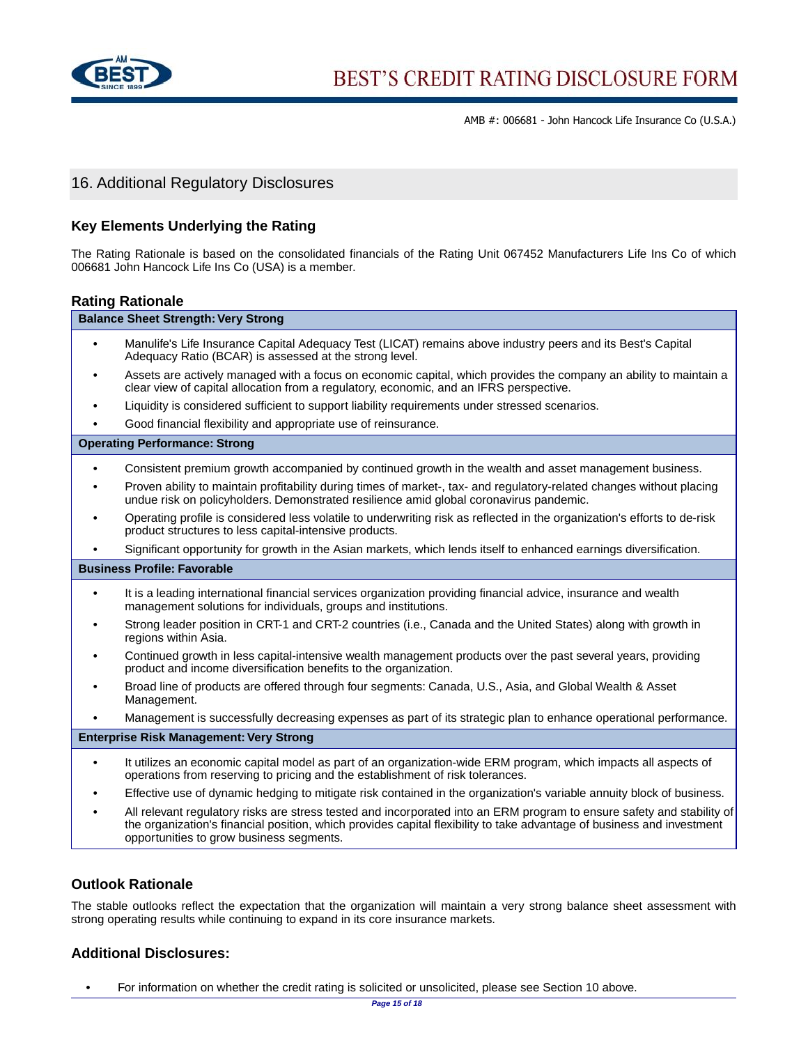## 16. Additional Regulatory Disclosures

### Key Elements Underlying the Rating

The Rating Rationale is based on the consolidated financials of the Rating Unit 067452 Manufacturers Life Ins Co of which 006681 John Hancock Life Ins Co (USA) is a member.

### Rating Rationale

**Balance Sheet Strength: Very Strong**

- Manulife's Life Insurance Capital Adequacy Test (LICAT) remains above industry peers and its Best's Capital Adequacy Ratio (BCAR) is assessed at the strong level.
- Assets are actively managed with a focus on economic capital, which provides the company an ability to maintain a clear view of capital allocation from a regulatory, economic, and an IFRS perspective.
- Liquidity is considered sufficient to support liability requirements under stressed scenarios.
- Good financial flexibility and appropriate use of reinsurance.

**Operating Performance: Strong**

- Consistent premium growth accompanied by continued growth in the wealth and asset management business.
- Proven ability to maintain profitability during times of market-, tax- and regulatory-related changes without placing undue risk on policyholders. Demonstrated resilience amid global coronavirus pandemic.
- Operating profile is considered less volatile to underwriting risk as reflected in the organization's efforts to de-risk product structures to less capital-intensive products.
- Significant opportunity for growth in the Asian markets, which lends itself to enhanced earnings diversification.

**Business Profile: Favorable**

- It is a leading international financial services organization providing financial advice, insurance and wealth management solutions for individuals, groups and institutions.
- Strong leader position in CRT-1 and CRT-2 countries (i.e., Canada and the United States) along with growth in regions within Asia.
- Continued growth in less capital-intensive wealth management products over the past several years, providing product and income diversification benefits to the organization.
- Broad line of products are offered through four segments: Canada, U.S., Asia, and Global Wealth & Asset Management.
- Management is successfully decreasing expenses as part of its strategic plan to enhance operational performance.

**Enterprise Risk Management: Very Strong**

- It utilizes an economic capital model as part of an organization-wide ERM program, which impacts all aspects of operations from reserving to pricing and the establishment of risk tolerances.
- Effective use of dynamic hedging to mitigate risk contained in the organization's variable annuity block of business.
- All relevant regulatory risks are stress tested and incorporated into an ERM program to ensure safety and stability of the organization's financial position, which provides capital flexibility to take advantage of business and investment opportunities to grow business segments.

### Outlook Rationale

The stable outlooks reflect the expectation that the organization will maintain a very strong balance sheet assessment with strong operating results while continuing to expand in its core insurance markets.

### Additional Disclosures:

- For information on whether the credit rating is solicited or unsolicited, please see Section 10 above.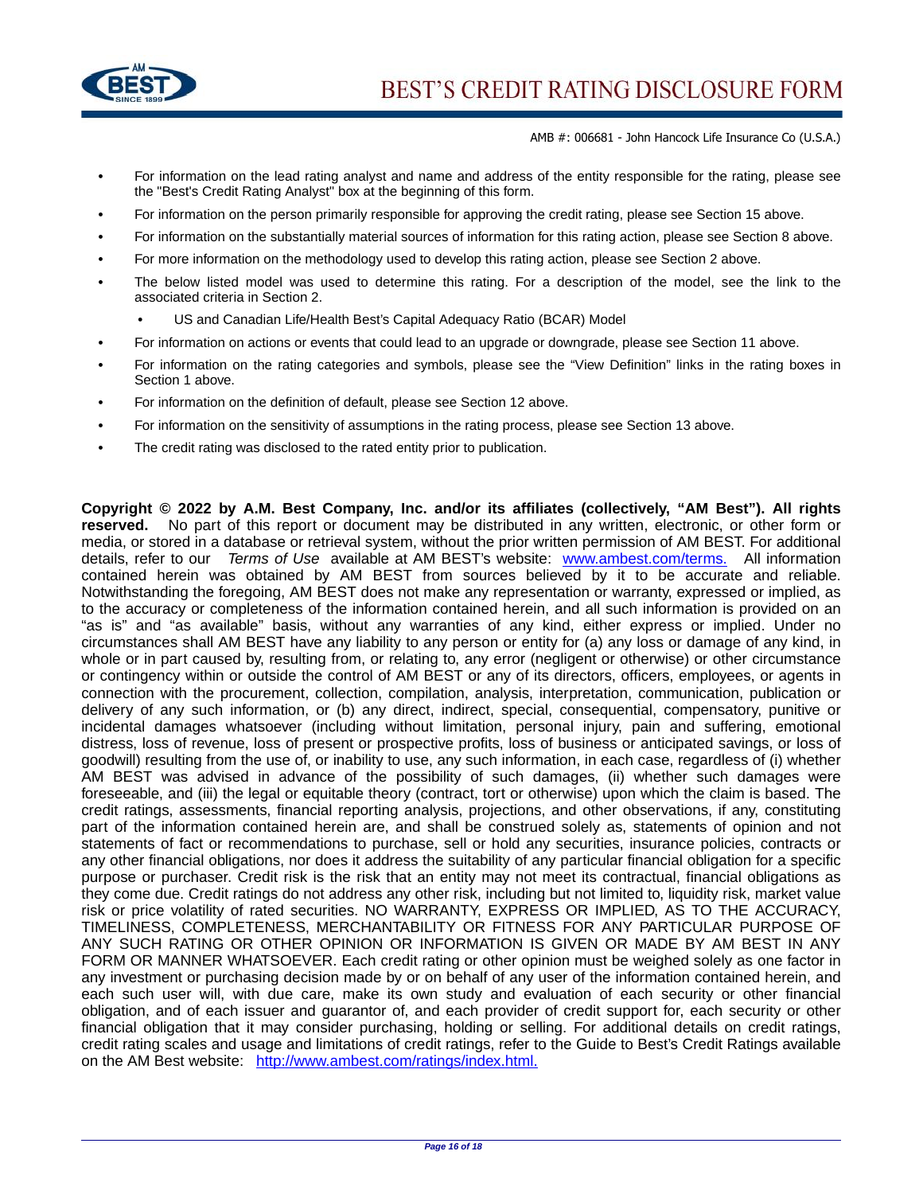- For information on the lead rating analyst and name and address of the entity responsible for the rating, please see the "Best's Credit Rating Analyst" box at the beginning of this form.
- For information on the person primarily responsible for approving the credit rating, please see Section 15 above.
- For information on the substantially material sources of information for this rating action, please see Section 8 above.
- For more information on the methodology used to develop this rating action, please see Section 2 above.
- The below listed model was used to determine this rating. For a description of the model, see the link to the associated criteria in Section 2.
  - US and Canadian Life/Health Best's Capital Adequacy Ratio (BCAR) Model
- For information on actions or events that could lead to an upgrade or downgrade, please see Section 11 above.
- For information on the rating categories and symbols, please see the “View Definition” links in the rating boxes in Section 1 above.
- For information on the definition of default, please see Section 12 above.
- For information on the sensitivity of assumptions in the rating process, please see Section 13 above.
- The credit rating was disclosed to the rated entity prior to publication.

**Copyright © 2022 by A.M. Best Company, Inc. and/or its affiliates (collectively, “AM Best”). All rights reserved.** No part of this report or document may be distributed in any written, electronic, or other form or media, or stored in a database or retrieval system, without the prior written permission of AM BEST. For additional details, refer to our *Terms of Use* available at AM BEST's website: [www.ambest.com/terms.](www.ambest.com/terms) All information contained herein was obtained by AM BEST from sources believed by it to be accurate and reliable. Notwithstanding the foregoing, AM BEST does not make any representation or warranty, expressed or implied, as to the accuracy or completeness of the information contained herein, and all such information is provided on an “as is” and “as available” basis, without any warranties of any kind, either express or implied. Under no circumstances shall AM BEST have any liability to any person or entity for (a) any loss or damage of any kind, in whole or in part caused by, resulting from, or relating to, any error (negligent or otherwise) or other circumstance or contingency within or outside the control of AM BEST or any of its directors, officers, employees, or agents in connection with the procurement, collection, compilation, analysis, interpretation, communication, publication or delivery of any such information, or (b) any direct, indirect, special, consequential, compensatory, punitive or incidental damages whatsoever (including without limitation, personal injury, pain and suffering, emotional distress, loss of revenue, loss of present or prospective profits, loss of business or anticipated savings, or loss of goodwill) resulting from the use of, or inability to use, any such information, in each case, regardless of (i) whether AM BEST was advised in advance of the possibility of such damages, (ii) whether such damages were foreseeable, and (iii) the legal or equitable theory (contract, tort or otherwise) upon which the claim is based. The credit ratings, assessments, financial reporting analysis, projections, and other observations, if any, constituting part of the information contained herein are, and shall be construed solely as, statements of opinion and not statements of fact or recommendations to purchase, sell or hold any securities, insurance policies, contracts or any other financial obligations, nor does it address the suitability of any particular financial obligation for a specific purpose or purchaser. Credit risk is the risk that an entity may not meet its contractual, financial obligations as they come due. Credit ratings do not address any other risk, including but not limited to, liquidity risk, market value risk or price volatility of rated securities. NO WARRANTY, EXPRESS OR IMPLIED, AS TO THE ACCURACY, TIMELINESS, COMPLETENESS, MERCHANTABILITY OR FITNESS FOR ANY PARTICULAR PURPOSE OF ANY SUCH RATING OR OTHER OPINION OR INFORMATION IS GIVEN OR MADE BY AM BEST IN ANY FORM OR MANNER WHATSOEVER. Each credit rating or other opinion must be weighed solely as one factor in any investment or purchasing decision made by or on behalf of any user of the information contained herein, and each such user will, with due care, make its own study and evaluation of each security or other financial obligation, and of each issuer and guarantor of, and each provider of credit support for, each security or other financial obligation that it may consider purchasing, holding or selling. For additional details on credit ratings, credit rating scales and usage and limitations of credit ratings, refer to the Guide to Best's Credit Ratings available on the AM Best website: [http://www.ambest.com/ratings/index.html.](http://www.ambest.com/ratings/index.html)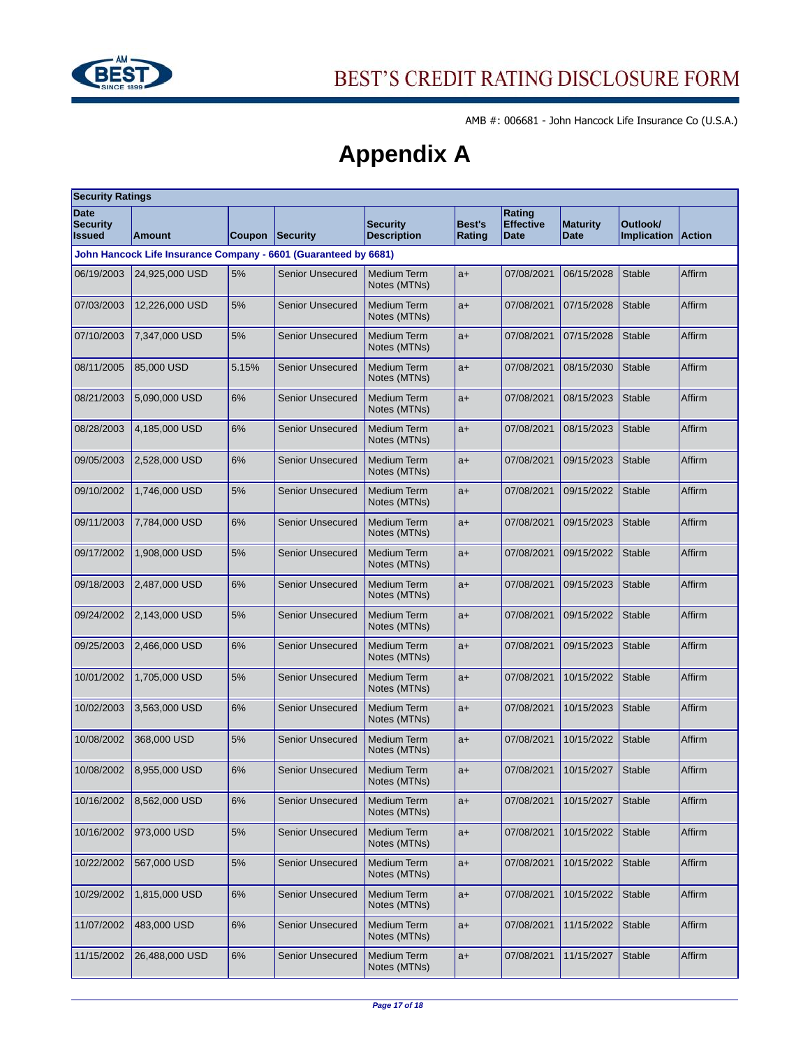AMB #: 006681 - John Hancock Life Insurance Co (U.S.A.)

# Appendix A

| Security Ratings | | | | | | | | | |
|---|---|---|---|---|---|---|---|---|---|
| **Date Security Issued** | **Amount** | **Coupon** | **Security** | **Security Description** | **Best's Rating** | **Rating Effective Date** | **Maturity Date** | **Outlook/ Implication** | **Action** |
| **John Hancock Life Insurance Company - 6601 (Guaranteed by 6681)** | | | | | | | | | |
| 06/19/2003 | 24,925,000 USD | 5% | Senior Unsecured | Medium Term Notes (MTNs) | a+ | 07/08/2021 | 06/15/2028 | Stable | Affirm |
| 07/03/2003 | 12,226,000 USD | 5% | Senior Unsecured | Medium Term Notes (MTNs) | a+ | 07/08/2021 | 07/15/2028 | Stable | Affirm |
| 07/10/2003 | 7,347,000 USD | 5% | Senior Unsecured | Medium Term Notes (MTNs) | a+ | 07/08/2021 | 07/15/2028 | Stable | Affirm |
| 08/11/2005 | 85,000 USD | 5.15% | Senior Unsecured | Medium Term Notes (MTNs) | a+ | 07/08/2021 | 08/15/2030 | Stable | Affirm |
| 08/21/2003 | 5,090,000 USD | 6% | Senior Unsecured | Medium Term Notes (MTNs) | a+ | 07/08/2021 | 08/15/2023 | Stable | Affirm |
| 08/28/2003 | 4,185,000 USD | 6% | Senior Unsecured | Medium Term Notes (MTNs) | a+ | 07/08/2021 | 08/15/2023 | Stable | Affirm |
| 09/05/2003 | 2,528,000 USD | 6% | Senior Unsecured | Medium Term Notes (MTNs) | a+ | 07/08/2021 | 09/15/2023 | Stable | Affirm |
| 09/10/2002 | 1,746,000 USD | 5% | Senior Unsecured | Medium Term Notes (MTNs) | a+ | 07/08/2021 | 09/15/2022 | Stable | Affirm |
| 09/11/2003 | 7,784,000 USD | 6% | Senior Unsecured | Medium Term Notes (MTNs) | a+ | 07/08/2021 | 09/15/2023 | Stable | Affirm |
| 09/17/2002 | 1,908,000 USD | 5% | Senior Unsecured | Medium Term Notes (MTNs) | a+ | 07/08/2021 | 09/15/2022 | Stable | Affirm |
| 09/18/2003 | 2,487,000 USD | 6% | Senior Unsecured | Medium Term Notes (MTNs) | a+ | 07/08/2021 | 09/15/2023 | Stable | Affirm |
| 09/24/2002 | 2,143,000 USD | 5% | Senior Unsecured | Medium Term Notes (MTNs) | a+ | 07/08/2021 | 09/15/2022 | Stable | Affirm |
| 09/25/2003 | 2,466,000 USD | 6% | Senior Unsecured | Medium Term Notes (MTNs) | a+ | 07/08/2021 | 09/15/2023 | Stable | Affirm |
| 10/01/2002 | 1,705,000 USD | 5% | Senior Unsecured | Medium Term Notes (MTNs) | a+ | 07/08/2021 | 10/15/2022 | Stable | Affirm |
| 10/02/2003 | 3,563,000 USD | 6% | Senior Unsecured | Medium Term Notes (MTNs) | a+ | 07/08/2021 | 10/15/2023 | Stable | Affirm |
| 10/08/2002 | 368,000 USD | 5% | Senior Unsecured | Medium Term Notes (MTNs) | a+ | 07/08/2021 | 10/15/2022 | Stable | Affirm |
| 10/08/2002 | 8,955,000 USD | 6% | Senior Unsecured | Medium Term Notes (MTNs) | a+ | 07/08/2021 | 10/15/2027 | Stable | Affirm |
| 10/16/2002 | 8,562,000 USD | 6% | Senior Unsecured | Medium Term Notes (MTNs) | a+ | 07/08/2021 | 10/15/2027 | Stable | Affirm |
| 10/16/2002 | 973,000 USD | 5% | Senior Unsecured | Medium Term Notes (MTNs) | a+ | 07/08/2021 | 10/15/2022 | Stable | Affirm |
| 10/22/2002 | 567,000 USD | 5% | Senior Unsecured | Medium Term Notes (MTNs) | a+ | 07/08/2021 | 10/15/2022 | Stable | Affirm |
| 10/29/2002 | 1,815,000 USD | 6% | Senior Unsecured | Medium Term Notes (MTNs) | a+ | 07/08/2021 | 10/15/2022 | Stable | Affirm |
| 11/07/2002 | 483,000 USD | 6% | Senior Unsecured | Medium Term Notes (MTNs) | a+ | 07/08/2021 | 11/15/2022 | Stable | Affirm |
| 11/15/2002 | 26,488,000 USD | 6% | Senior Unsecured | Medium Term Notes (MTNs) | a+ | 07/08/2021 | 11/15/2027 | Stable | Affirm |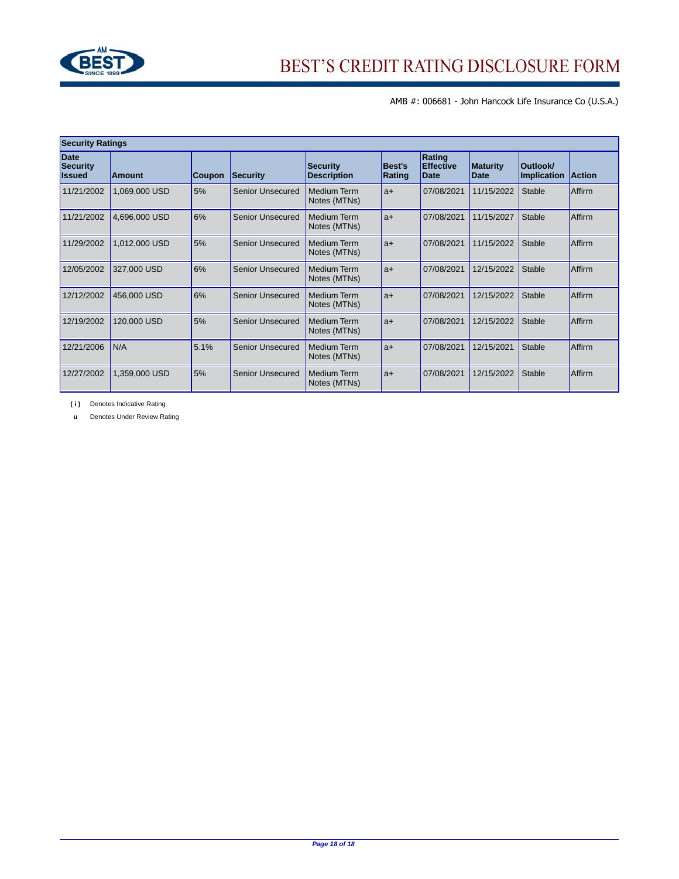AMB #: 006681 - John Hancock Life Insurance Co (U.S.A.)

**Security Ratings**

| Date Security Issued | Amount | Coupon | Security | Security Description | Best's Rating | Rating Effective Date | Maturity Date | Outlook/ Implication | Action |
|---|---|---|---|---|---|---|---|---|---|
| 11/21/2002 | 1,069,000 USD | 5% | Senior Unsecured | Medium Term Notes (MTNs) | a+ | 07/08/2021 | 11/15/2022 | Stable | Affirm |
| 11/21/2002 | 4,696,000 USD | 6% | Senior Unsecured | Medium Term Notes (MTNs) | a+ | 07/08/2021 | 11/15/2027 | Stable | Affirm |
| 11/29/2002 | 1,012,000 USD | 5% | Senior Unsecured | Medium Term Notes (MTNs) | a+ | 07/08/2021 | 11/15/2022 | Stable | Affirm |
| 12/05/2002 | 327,000 USD | 6% | Senior Unsecured | Medium Term Notes (MTNs) | a+ | 07/08/2021 | 12/15/2022 | Stable | Affirm |
| 12/12/2002 | 456,000 USD | 6% | Senior Unsecured | Medium Term Notes (MTNs) | a+ | 07/08/2021 | 12/15/2022 | Stable | Affirm |
| 12/19/2002 | 120,000 USD | 5% | Senior Unsecured | Medium Term Notes (MTNs) | a+ | 07/08/2021 | 12/15/2022 | Stable | Affirm |
| 12/21/2006 | N/A | 5.1% | Senior Unsecured | Medium Term Notes (MTNs) | a+ | 07/08/2021 | 12/15/2021 | Stable | Affirm |
| 12/27/2002 | 1,359,000 USD | 5% | Senior Unsecured | Medium Term Notes (MTNs) | a+ | 07/08/2021 | 12/15/2022 | Stable | Affirm |

**( i )** Denotes Indicative Rating

**u** Denotes Under Review Rating